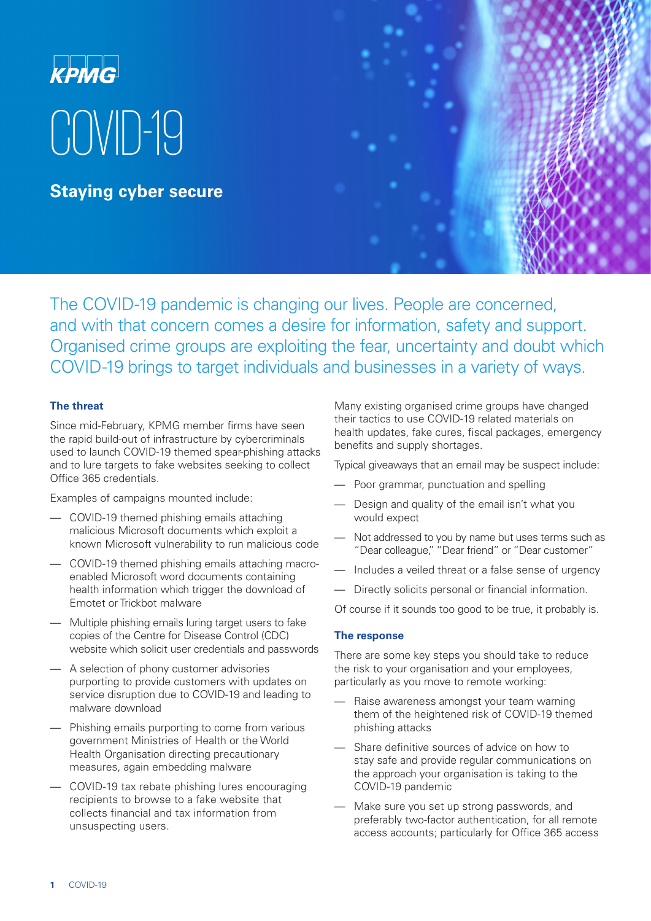KPMG

# COVID-19

## Staying cyber secure

The COVID-19 pandemic is changing our lives. People are concerned, and with that concern comes a desire for information, safety and support. Organised crime groups are exploiting the fear, uncertainty and doubt which COVID-19 brings to target individuals and businesses in a variety of ways.

### The threat

Since mid-February, KPMG member firms have seen the rapid build-out of infrastructure by cybercriminals used to launch COVID-19 themed spear-phishing attacks and to lure targets to fake websites seeking to collect Office 365 credentials.

Examples of campaigns mounted include:

- COVID-19 themed phishing emails attaching malicious Microsoft documents which exploit a known Microsoft vulnerability to run malicious code
- COVID-19 themed phishing emails attaching macro-enabled Microsoft word documents containing health information which trigger the download of Emotet or Trickbot malware
- Multiple phishing emails luring target users to fake copies of the Centre for Disease Control (CDC) website which solicit user credentials and passwords
- A selection of phony customer advisories purporting to provide customers with updates on service disruption due to COVID-19 and leading to malware download
- Phishing emails purporting to come from various government Ministries of Health or the World Health Organisation directing precautionary measures, again embedding malware
- COVID-19 tax rebate phishing lures encouraging recipients to browse to a fake website that collects financial and tax information from unsuspecting users.

Many existing organised crime groups have changed their tactics to use COVID-19 related materials on health updates, fake cures, fiscal packages, emergency benefits and supply shortages.

Typical giveaways that an email may be suspect include:

- Poor grammar, punctuation and spelling
- Design and quality of the email isn't what you would expect
- Not addressed to you by name but uses terms such as "Dear colleague," "Dear friend" or "Dear customer"
- Includes a veiled threat or a false sense of urgency
- Directly solicits personal or financial information.

Of course if it sounds too good to be true, it probably is.

### The response

There are some key steps you should take to reduce the risk to your organisation and your employees, particularly as you move to remote working:

- Raise awareness amongst your team warning them of the heightened risk of COVID-19 themed phishing attacks
- Share definitive sources of advice on how to stay safe and provide regular communications on the approach your organisation is taking to the COVID-19 pandemic
- Make sure you set up strong passwords, and preferably two-factor authentication, for all remote access accounts; particularly for Office 365 access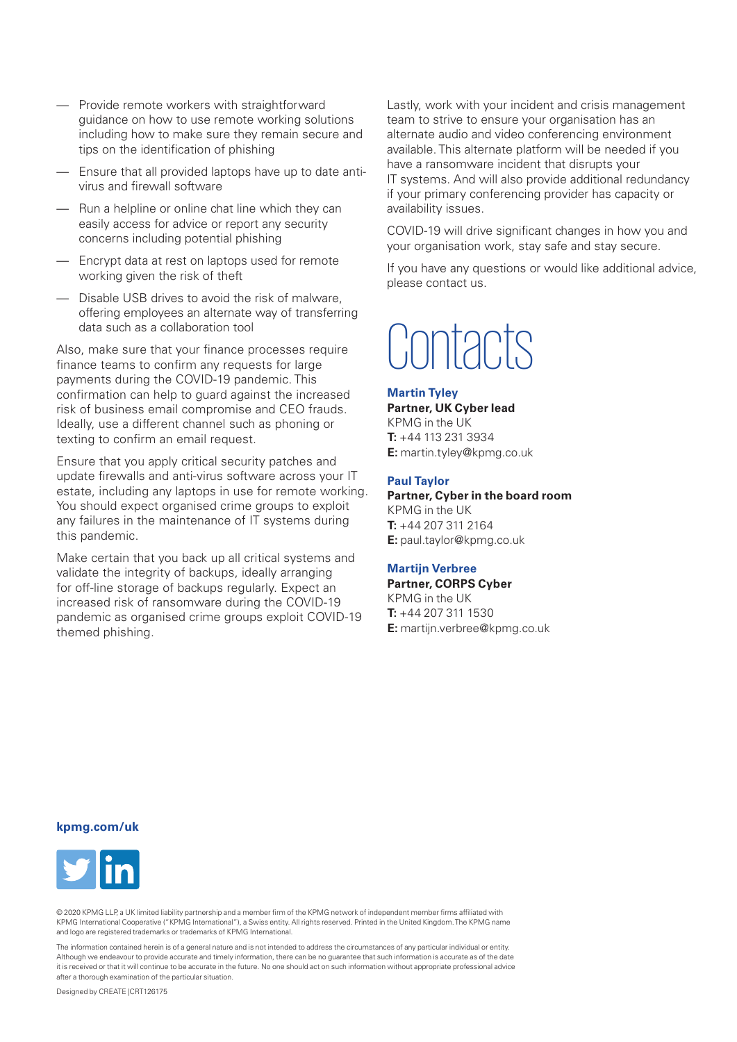- Provide remote workers with straightforward guidance on how to use remote working solutions including how to make sure they remain secure and tips on the identification of phishing
- Ensure that all provided laptops have up to date anti-virus and firewall software
- Run a helpline or online chat line which they can easily access for advice or report any security concerns including potential phishing
- Encrypt data at rest on laptops used for remote working given the risk of theft
- Disable USB drives to avoid the risk of malware, offering employees an alternate way of transferring data such as a collaboration tool

Also, make sure that your finance processes require finance teams to confirm any requests for large payments during the COVID-19 pandemic. This confirmation can help to guard against the increased risk of business email compromise and CEO frauds. Ideally, use a different channel such as phoning or texting to confirm an email request.

Ensure that you apply critical security patches and update firewalls and anti-virus software across your IT estate, including any laptops in use for remote working. You should expect organised crime groups to exploit any failures in the maintenance of IT systems during this pandemic.

Make certain that you back up all critical systems and validate the integrity of backups, ideally arranging for off-line storage of backups regularly. Expect an increased risk of ransomware during the COVID-19 pandemic as organised crime groups exploit COVID-19 themed phishing.

Lastly, work with your incident and crisis management team to strive to ensure your organisation has an alternate audio and video conferencing environment available. This alternate platform will be needed if you have a ransomware incident that disrupts your IT systems. And will also provide additional redundancy if your primary conferencing provider has capacity or availability issues.

COVID-19 will drive significant changes in how you and your organisation work, stay safe and stay secure.

If you have any questions or would like additional advice, please contact us.

# Contacts

**Martin Tyley**
**Partner, UK Cyber lead**
KPMG in the UK
**T:** +44 113 231 3934
**E:** martin.tyley@kpmg.co.uk

**Paul Taylor**
**Partner, Cyber in the board room**
KPMG in the UK
**T:** +44 207 311 2164
**E:** paul.taylor@kpmg.co.uk

**Martijn Verbree**
**Partner, CORPS Cyber**
KPMG in the UK
**T:** +44 207 311 1530
**E:** martijn.verbree@kpmg.co.uk

**kpmg.com/uk**

© 2020 KPMG LLP, a UK limited liability partnership and a member firm of the KPMG network of independent member firms affiliated with KPMG International Cooperative ("KPMG International"), a Swiss entity. All rights reserved. Printed in the United Kingdom. The KPMG name and logo are registered trademarks or trademarks of KPMG International.

The information contained herein is of a general nature and is not intended to address the circumstances of any particular individual or entity. Although we endeavour to provide accurate and timely information, there can be no guarantee that such information is accurate as of the date it is received or that it will continue to be accurate in the future. No one should act on such information without appropriate professional advice after a thorough examination of the particular situation.

Designed by CREATE |CRT126175